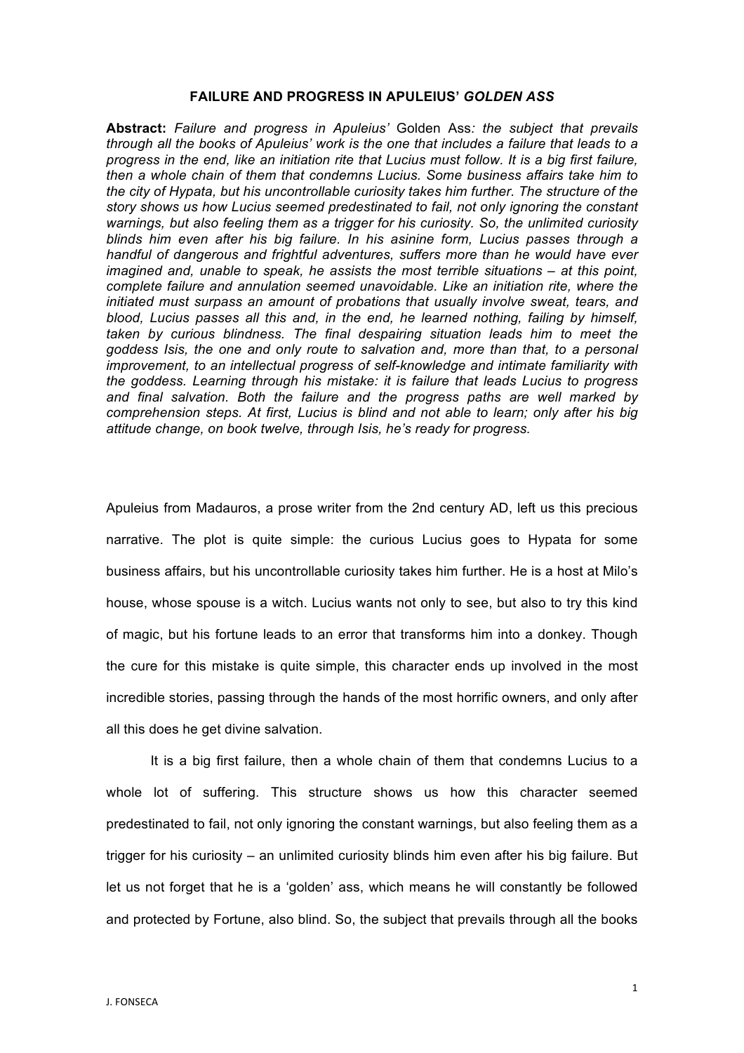# FAILURE AND PROGRESS IN APULEIUS' *GOLDEN ASS*

**Abstract:** *Failure and progress in Apuleius'* Golden Ass*: the subject that prevails through all the books of Apuleius' work is the one that includes a failure that leads to a progress in the end, like an initiation rite that Lucius must follow. It is a big first failure, then a whole chain of them that condemns Lucius. Some business affairs take him to the city of Hypata, but his uncontrollable curiosity takes him further. The structure of the story shows us how Lucius seemed predestinated to fail, not only ignoring the constant warnings, but also feeling them as a trigger for his curiosity. So, the unlimited curiosity blinds him even after his big failure. In his asinine form, Lucius passes through a handful of dangerous and frightful adventures, suffers more than he would have ever imagined and, unable to speak, he assists the most terrible situations – at this point, complete failure and annulation seemed unavoidable. Like an initiation rite, where the initiated must surpass an amount of probations that usually involve sweat, tears, and blood, Lucius passes all this and, in the end, he learned nothing, failing by himself, taken by curious blindness. The final despairing situation leads him to meet the goddess Isis, the one and only route to salvation and, more than that, to a personal improvement, to an intellectual progress of self-knowledge and intimate familiarity with the goddess. Learning through his mistake: it is failure that leads Lucius to progress and final salvation. Both the failure and the progress paths are well marked by comprehension steps. At first, Lucius is blind and not able to learn; only after his big attitude change, on book twelve, through Isis, he's ready for progress.*

Apuleius from Madauros, a prose writer from the 2nd century AD, left us this precious narrative. The plot is quite simple: the curious Lucius goes to Hypata for some business affairs, but his uncontrollable curiosity takes him further. He is a host at Milo's house, whose spouse is a witch. Lucius wants not only to see, but also to try this kind of magic, but his fortune leads to an error that transforms him into a donkey. Though the cure for this mistake is quite simple, this character ends up involved in the most incredible stories, passing through the hands of the most horrific owners, and only after all this does he get divine salvation.

It is a big first failure, then a whole chain of them that condemns Lucius to a whole lot of suffering. This structure shows us how this character seemed predestinated to fail, not only ignoring the constant warnings, but also feeling them as a trigger for his curiosity – an unlimited curiosity blinds him even after his big failure. But let us not forget that he is a 'golden' ass, which means he will constantly be followed and protected by Fortune, also blind. So, the subject that prevails through all the books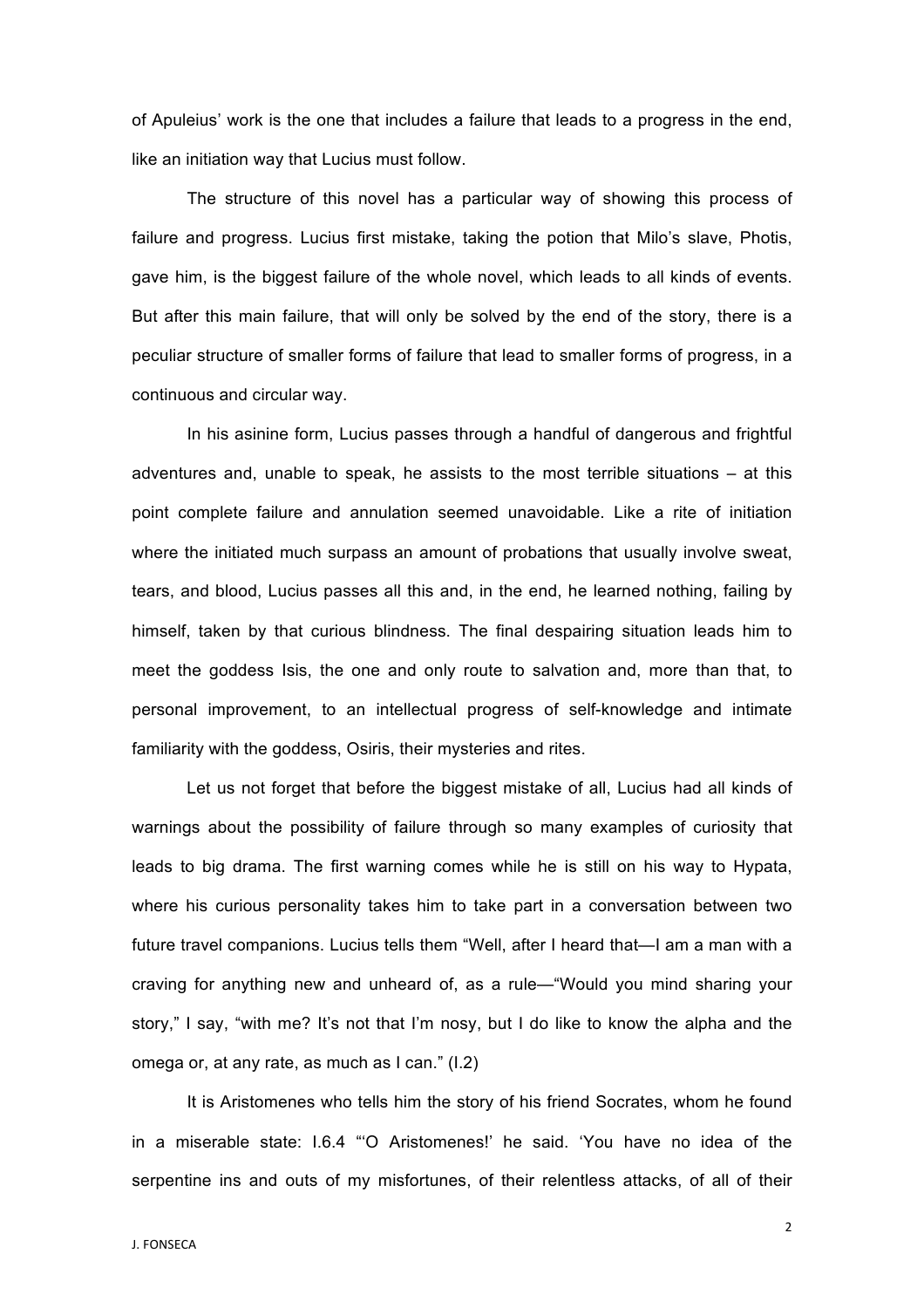of Apuleius' work is the one that includes a failure that leads to a progress in the end, like an initiation way that Lucius must follow.

The structure of this novel has a particular way of showing this process of failure and progress. Lucius first mistake, taking the potion that Milo's slave, Photis, gave him, is the biggest failure of the whole novel, which leads to all kinds of events. But after this main failure, that will only be solved by the end of the story, there is a peculiar structure of smaller forms of failure that lead to smaller forms of progress, in a continuous and circular way.

In his asinine form, Lucius passes through a handful of dangerous and frightful adventures and, unable to speak, he assists to the most terrible situations – at this point complete failure and annulation seemed unavoidable. Like a rite of initiation where the initiated much surpass an amount of probations that usually involve sweat, tears, and blood, Lucius passes all this and, in the end, he learned nothing, failing by himself, taken by that curious blindness. The final despairing situation leads him to meet the goddess Isis, the one and only route to salvation and, more than that, to personal improvement, to an intellectual progress of self-knowledge and intimate familiarity with the goddess, Osiris, their mysteries and rites.

Let us not forget that before the biggest mistake of all, Lucius had all kinds of warnings about the possibility of failure through so many examples of curiosity that leads to big drama. The first warning comes while he is still on his way to Hypata, where his curious personality takes him to take part in a conversation between two future travel companions. Lucius tells them "Well, after I heard that—I am a man with a craving for anything new and unheard of, as a rule—"Would you mind sharing your story," I say, "with me? It's not that I'm nosy, but I do like to know the alpha and the omega or, at any rate, as much as I can." (I.2)

It is Aristomenes who tells him the story of his friend Socrates, whom he found in a miserable state: I.6.4 "'O Aristomenes!' he said. 'You have no idea of the serpentine ins and outs of my misfortunes, of their relentless attacks, of all of their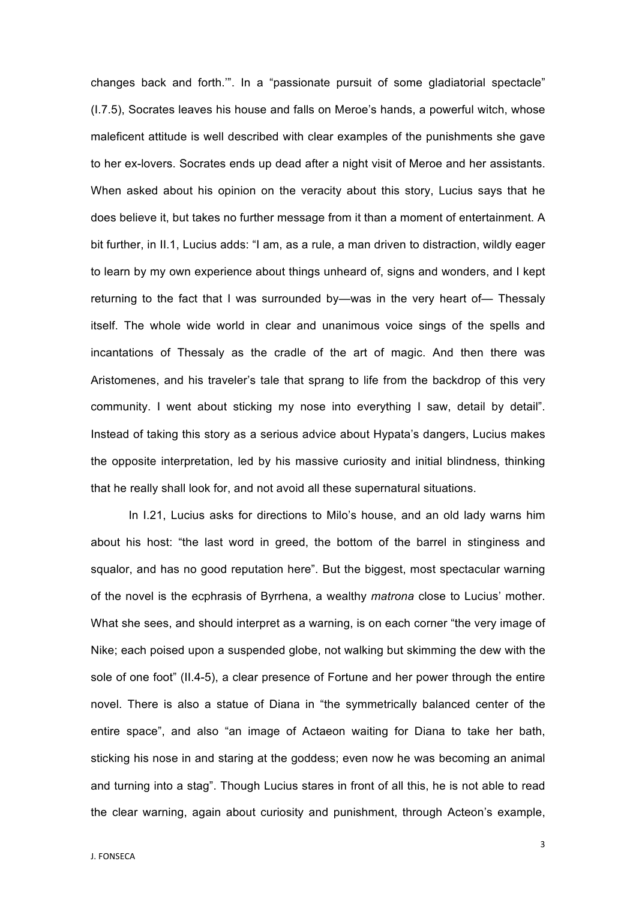changes back and forth.'". In a "passionate pursuit of some gladiatorial spectacle" (I.7.5), Socrates leaves his house and falls on Meroe's hands, a powerful witch, whose maleficent attitude is well described with clear examples of the punishments she gave to her ex-lovers. Socrates ends up dead after a night visit of Meroe and her assistants. When asked about his opinion on the veracity about this story, Lucius says that he does believe it, but takes no further message from it than a moment of entertainment. A bit further, in II.1, Lucius adds: "I am, as a rule, a man driven to distraction, wildly eager to learn by my own experience about things unheard of, signs and wonders, and I kept returning to the fact that I was surrounded by—was in the very heart of— Thessaly itself. The whole wide world in clear and unanimous voice sings of the spells and incantations of Thessaly as the cradle of the art of magic. And then there was Aristomenes, and his traveler's tale that sprang to life from the backdrop of this very community. I went about sticking my nose into everything I saw, detail by detail". Instead of taking this story as a serious advice about Hypata's dangers, Lucius makes the opposite interpretation, led by his massive curiosity and initial blindness, thinking that he really shall look for, and not avoid all these supernatural situations.

In I.21, Lucius asks for directions to Milo's house, and an old lady warns him about his host: "the last word in greed, the bottom of the barrel in stinginess and squalor, and has no good reputation here". But the biggest, most spectacular warning of the novel is the ecphrasis of Byrrhena, a wealthy *matrona* close to Lucius' mother. What she sees, and should interpret as a warning, is on each corner "the very image of Nike; each poised upon a suspended globe, not walking but skimming the dew with the sole of one foot" (II.4-5), a clear presence of Fortune and her power through the entire novel. There is also a statue of Diana in "the symmetrically balanced center of the entire space", and also "an image of Actaeon waiting for Diana to take her bath, sticking his nose in and staring at the goddess; even now he was becoming an animal and turning into a stag". Though Lucius stares in front of all this, he is not able to read the clear warning, again about curiosity and punishment, through Acteon's example,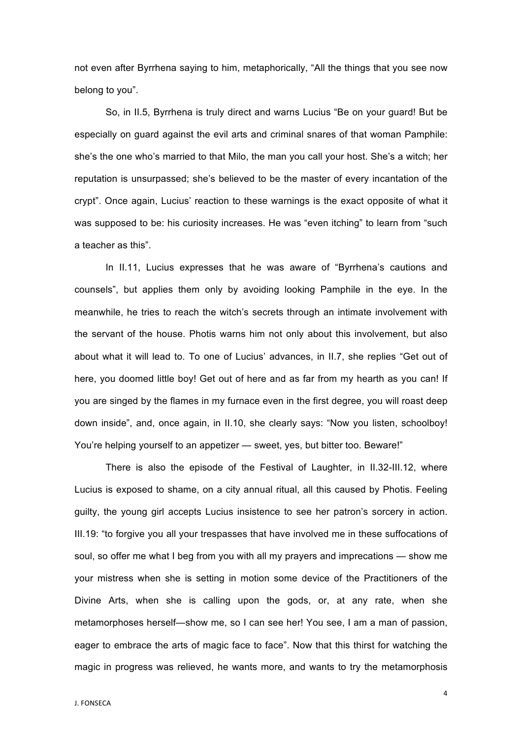not even after Byrrhena saying to him, metaphorically, “All the things that you see now belong to you”.

So, in II.5, Byrrhena is truly direct and warns Lucius “Be on your guard! But be especially on guard against the evil arts and criminal snares of that woman Pamphile: she’s the one who’s married to that Milo, the man you call your host. She’s a witch; her reputation is unsurpassed; she’s believed to be the master of every incantation of the crypt”. Once again, Lucius’ reaction to these warnings is the exact opposite of what it was supposed to be: his curiosity increases. He was “even itching” to learn from “such a teacher as this”.

In II.11, Lucius expresses that he was aware of “Byrrhena’s cautions and counsels”, but applies them only by avoiding looking Pamphile in the eye. In the meanwhile, he tries to reach the witch’s secrets through an intimate involvement with the servant of the house. Photis warns him not only about this involvement, but also about what it will lead to. To one of Lucius’ advances, in II.7, she replies “Get out of here, you doomed little boy! Get out of here and as far from my hearth as you can! If you are singed by the flames in my furnace even in the first degree, you will roast deep down inside”, and, once again, in II.10, she clearly says: “Now you listen, schoolboy! You’re helping yourself to an appetizer — sweet, yes, but bitter too. Beware!”

There is also the episode of the Festival of Laughter, in II.32-III.12, where Lucius is exposed to shame, on a city annual ritual, all this caused by Photis. Feeling guilty, the young girl accepts Lucius insistence to see her patron’s sorcery in action. III.19: “to forgive you all your trespasses that have involved me in these suffocations of soul, so offer me what I beg from you with all my prayers and imprecations — show me your mistress when she is setting in motion some device of the Practitioners of the Divine Arts, when she is calling upon the gods, or, at any rate, when she metamorphoses herself—show me, so I can see her! You see, I am a man of passion, eager to embrace the arts of magic face to face”. Now that this thirst for watching the magic in progress was relieved, he wants more, and wants to try the metamorphosis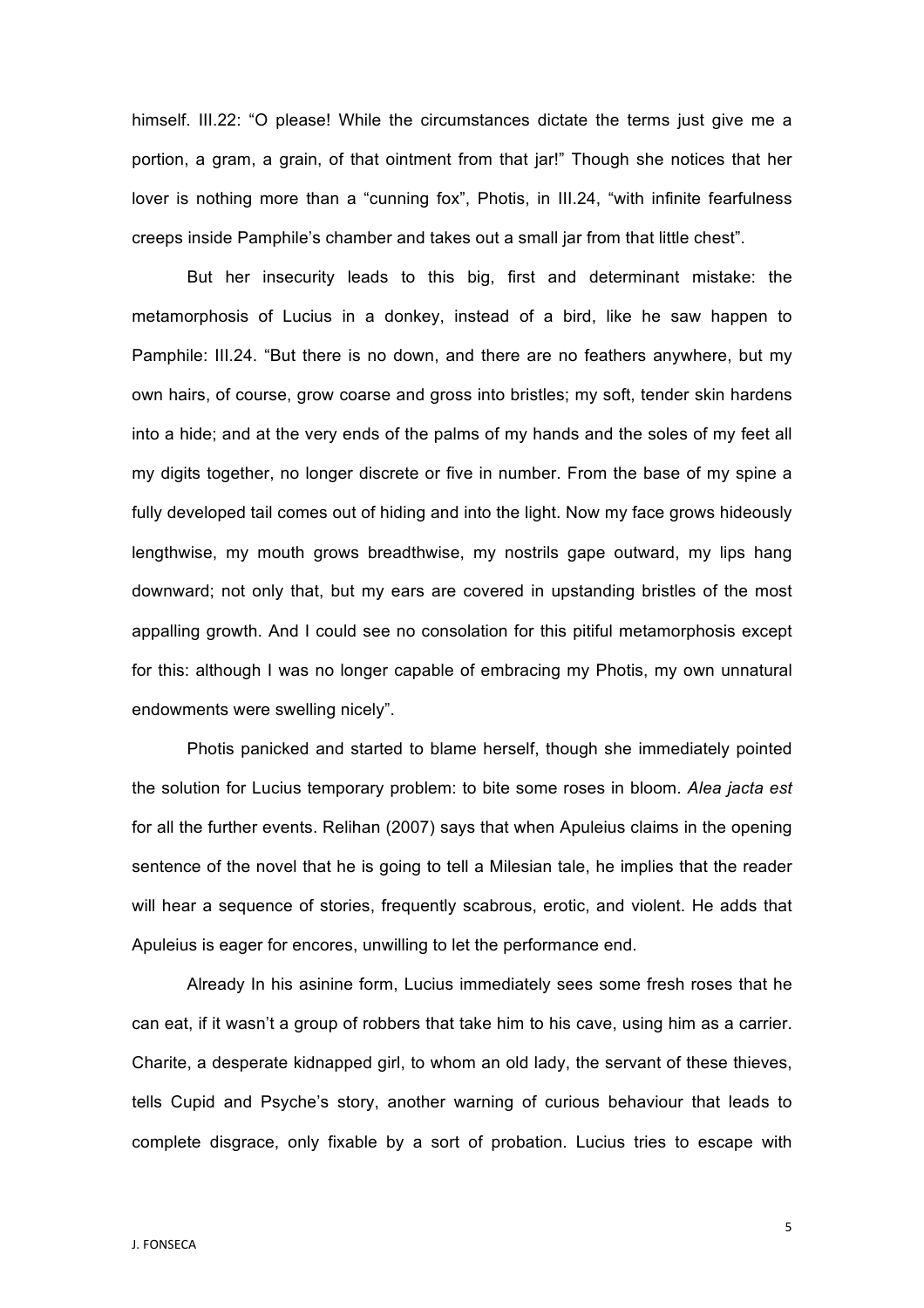himself. III.22: “O please! While the circumstances dictate the terms just give me a portion, a gram, a grain, of that ointment from that jar!” Though she notices that her lover is nothing more than a “cunning fox”, Photis, in III.24, “with infinite fearfulness creeps inside Pamphile’s chamber and takes out a small jar from that little chest”.

But her insecurity leads to this big, first and determinant mistake: the metamorphosis of Lucius in a donkey, instead of a bird, like he saw happen to Pamphile: III.24. “But there is no down, and there are no feathers anywhere, but my own hairs, of course, grow coarse and gross into bristles; my soft, tender skin hardens into a hide; and at the very ends of the palms of my hands and the soles of my feet all my digits together, no longer discrete or five in number. From the base of my spine a fully developed tail comes out of hiding and into the light. Now my face grows hideously lengthwise, my mouth grows breadthwise, my nostrils gape outward, my lips hang downward; not only that, but my ears are covered in upstanding bristles of the most appalling growth. And I could see no consolation for this pitiful metamorphosis except for this: although I was no longer capable of embracing my Photis, my own unnatural endowments were swelling nicely”.

Photis panicked and started to blame herself, though she immediately pointed the solution for Lucius temporary problem: to bite some roses in bloom. *Alea jacta est* for all the further events. Relihan (2007) says that when Apuleius claims in the opening sentence of the novel that he is going to tell a Milesian tale, he implies that the reader will hear a sequence of stories, frequently scabrous, erotic, and violent. He adds that Apuleius is eager for encores, unwilling to let the performance end.

Already In his asinine form, Lucius immediately sees some fresh roses that he can eat, if it wasn’t a group of robbers that take him to his cave, using him as a carrier. Charite, a desperate kidnapped girl, to whom an old lady, the servant of these thieves, tells Cupid and Psyche’s story, another warning of curious behaviour that leads to complete disgrace, only fixable by a sort of probation. Lucius tries to escape with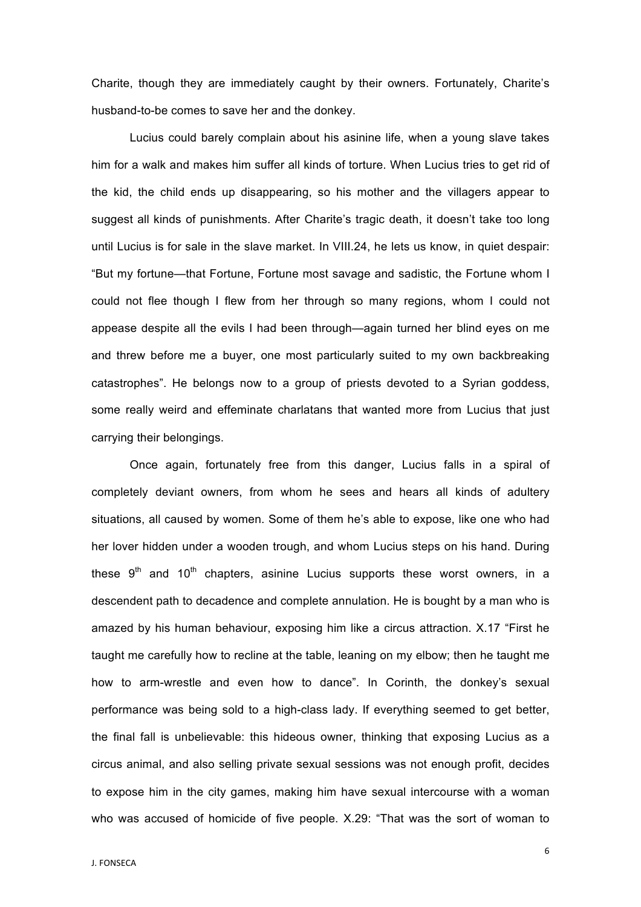Charite, though they are immediately caught by their owners. Fortunately, Charite's husband-to-be comes to save her and the donkey.

Lucius could barely complain about his asinine life, when a young slave takes him for a walk and makes him suffer all kinds of torture. When Lucius tries to get rid of the kid, the child ends up disappearing, so his mother and the villagers appear to suggest all kinds of punishments. After Charite's tragic death, it doesn't take too long until Lucius is for sale in the slave market. In VIII.24, he lets us know, in quiet despair: "But my fortune—that Fortune, Fortune most savage and sadistic, the Fortune whom I could not flee though I flew from her through so many regions, whom I could not appease despite all the evils I had been through—again turned her blind eyes on me and threw before me a buyer, one most particularly suited to my own backbreaking catastrophes". He belongs now to a group of priests devoted to a Syrian goddess, some really weird and effeminate charlatans that wanted more from Lucius that just carrying their belongings.

Once again, fortunately free from this danger, Lucius falls in a spiral of completely deviant owners, from whom he sees and hears all kinds of adultery situations, all caused by women. Some of them he's able to expose, like one who had her lover hidden under a wooden trough, and whom Lucius steps on his hand. During these 9th and 10th chapters, asinine Lucius supports these worst owners, in a descendent path to decadence and complete annulation. He is bought by a man who is amazed by his human behaviour, exposing him like a circus attraction. X.17 "First he taught me carefully how to recline at the table, leaning on my elbow; then he taught me how to arm-wrestle and even how to dance". In Corinth, the donkey's sexual performance was being sold to a high-class lady. If everything seemed to get better, the final fall is unbelievable: this hideous owner, thinking that exposing Lucius as a circus animal, and also selling private sexual sessions was not enough profit, decides to expose him in the city games, making him have sexual intercourse with a woman who was accused of homicide of five people. X.29: "That was the sort of woman to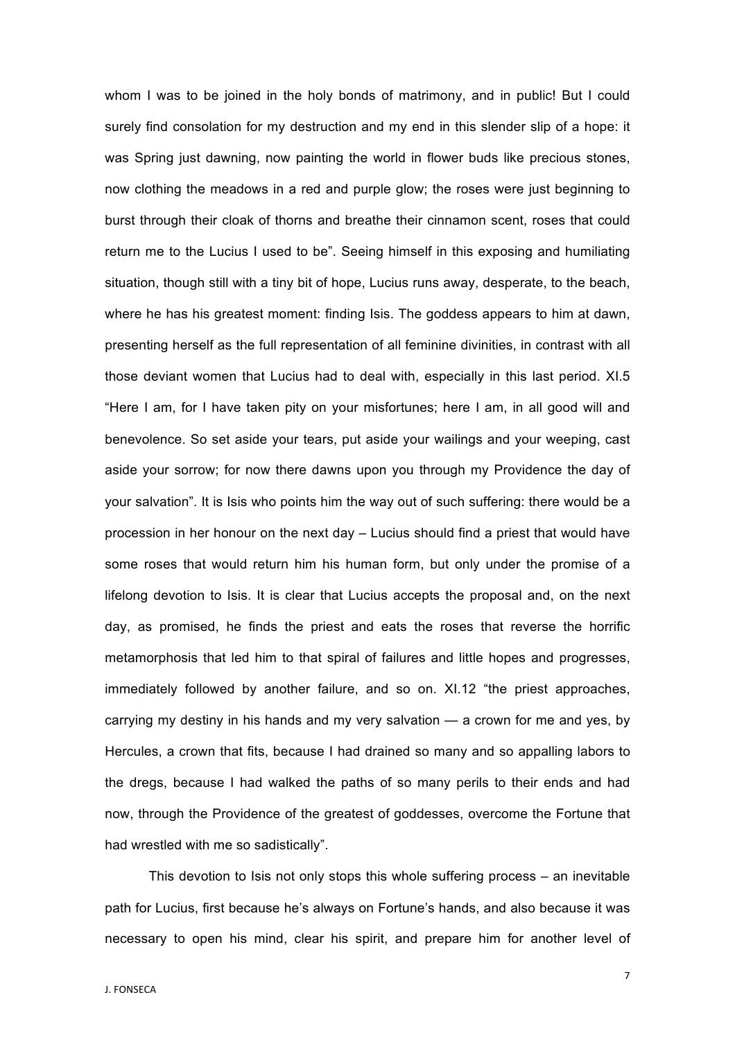whom I was to be joined in the holy bonds of matrimony, and in public! But I could surely find consolation for my destruction and my end in this slender slip of a hope: it was Spring just dawning, now painting the world in flower buds like precious stones, now clothing the meadows in a red and purple glow; the roses were just beginning to burst through their cloak of thorns and breathe their cinnamon scent, roses that could return me to the Lucius I used to be". Seeing himself in this exposing and humiliating situation, though still with a tiny bit of hope, Lucius runs away, desperate, to the beach, where he has his greatest moment: finding Isis. The goddess appears to him at dawn, presenting herself as the full representation of all feminine divinities, in contrast with all those deviant women that Lucius had to deal with, especially in this last period. XI.5 "Here I am, for I have taken pity on your misfortunes; here I am, in all good will and benevolence. So set aside your tears, put aside your wailings and your weeping, cast aside your sorrow; for now there dawns upon you through my Providence the day of your salvation". It is Isis who points him the way out of such suffering: there would be a procession in her honour on the next day – Lucius should find a priest that would have some roses that would return him his human form, but only under the promise of a lifelong devotion to Isis. It is clear that Lucius accepts the proposal and, on the next day, as promised, he finds the priest and eats the roses that reverse the horrific metamorphosis that led him to that spiral of failures and little hopes and progresses, immediately followed by another failure, and so on. XI.12 "the priest approaches, carrying my destiny in his hands and my very salvation — a crown for me and yes, by Hercules, a crown that fits, because I had drained so many and so appalling labors to the dregs, because I had walked the paths of so many perils to their ends and had now, through the Providence of the greatest of goddesses, overcome the Fortune that had wrestled with me so sadistically".

This devotion to Isis not only stops this whole suffering process – an inevitable path for Lucius, first because he's always on Fortune's hands, and also because it was necessary to open his mind, clear his spirit, and prepare him for another level of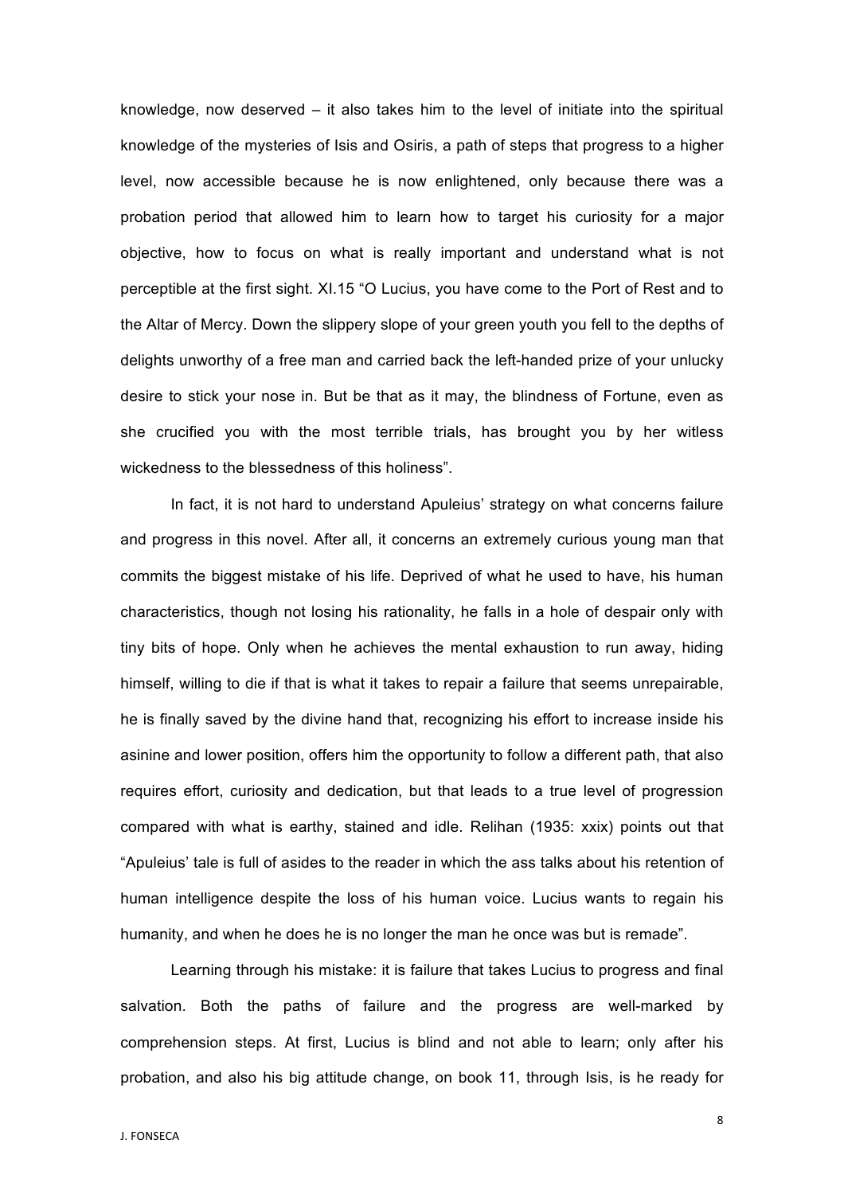knowledge, now deserved – it also takes him to the level of initiate into the spiritual knowledge of the mysteries of Isis and Osiris, a path of steps that progress to a higher level, now accessible because he is now enlightened, only because there was a probation period that allowed him to learn how to target his curiosity for a major objective, how to focus on what is really important and understand what is not perceptible at the first sight. XI.15 "O Lucius, you have come to the Port of Rest and to the Altar of Mercy. Down the slippery slope of your green youth you fell to the depths of delights unworthy of a free man and carried back the left-handed prize of your unlucky desire to stick your nose in. But be that as it may, the blindness of Fortune, even as she crucified you with the most terrible trials, has brought you by her witless wickedness to the blessedness of this holiness".

In fact, it is not hard to understand Apuleius' strategy on what concerns failure and progress in this novel. After all, it concerns an extremely curious young man that commits the biggest mistake of his life. Deprived of what he used to have, his human characteristics, though not losing his rationality, he falls in a hole of despair only with tiny bits of hope. Only when he achieves the mental exhaustion to run away, hiding himself, willing to die if that is what it takes to repair a failure that seems unrepairable, he is finally saved by the divine hand that, recognizing his effort to increase inside his asinine and lower position, offers him the opportunity to follow a different path, that also requires effort, curiosity and dedication, but that leads to a true level of progression compared with what is earthy, stained and idle. Relihan (1935: xxix) points out that "Apuleius' tale is full of asides to the reader in which the ass talks about his retention of human intelligence despite the loss of his human voice. Lucius wants to regain his humanity, and when he does he is no longer the man he once was but is remade".

Learning through his mistake: it is failure that takes Lucius to progress and final salvation. Both the paths of failure and the progress are well-marked by comprehension steps. At first, Lucius is blind and not able to learn; only after his probation, and also his big attitude change, on book 11, through Isis, is he ready for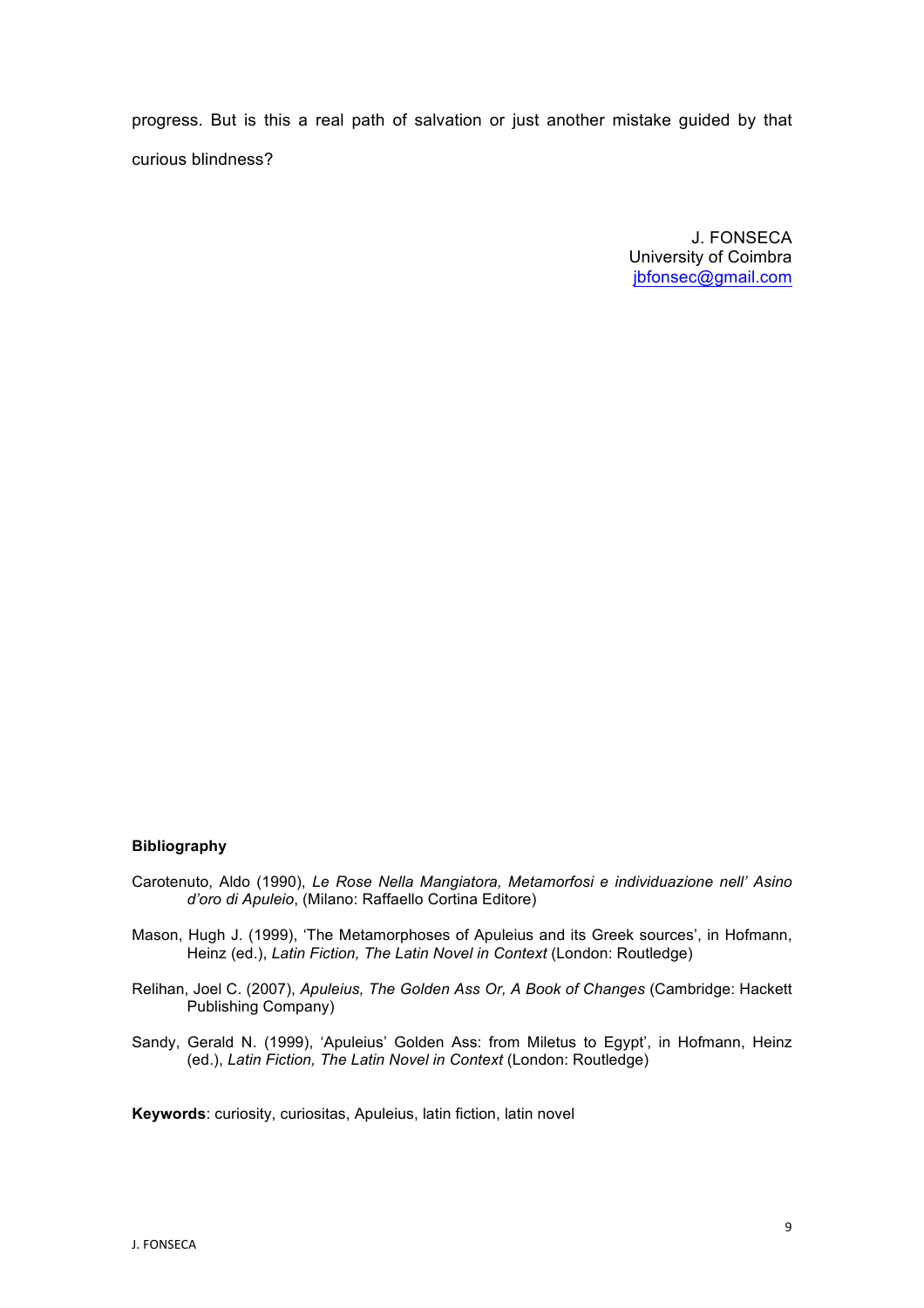progress. But is this a real path of salvation or just another mistake guided by that curious blindness?

J. FONSECA
University of Coimbra
jbfonsec@gmail.com

**Bibliography**

Carotenuto, Aldo (1990), *Le Rose Nella Mangiatora, Metamorfosi e individuazione nell' Asino d'oro di Apuleio*, (Milano: Raffaello Cortina Editore)

Mason, Hugh J. (1999), 'The Metamorphoses of Apuleius and its Greek sources', in Hofmann, Heinz (ed.), *Latin Fiction, The Latin Novel in Context* (London: Routledge)

Relihan, Joel C. (2007), *Apuleius, The Golden Ass Or, A Book of Changes* (Cambridge: Hackett Publishing Company)

Sandy, Gerald N. (1999), 'Apuleius' Golden Ass: from Miletus to Egypt', in Hofmann, Heinz (ed.), *Latin Fiction, The Latin Novel in Context* (London: Routledge)

**Keywords**: curiosity, curiositas, Apuleius, latin fiction, latin novel